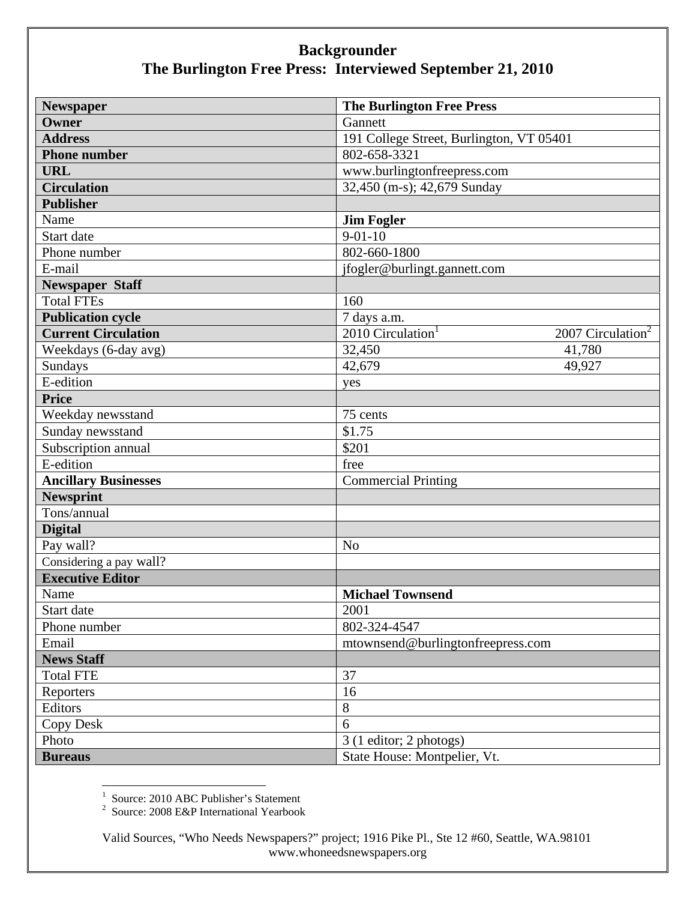# Backgrounder
## The Burlington Free Press: Interviewed September 21, 2010

| Newspaper | The Burlington Free Press | |
|---|---|---|
| **Owner** | Gannett | |
| **Address** | 191 College Street, Burlington, VT 05401 | |
| **Phone number** | 802-658-3321 | |
| **URL** | www.burlingtonfreepress.com | |
| **Circulation** | 32,450 (m-s); 42,679 Sunday | |
| **Publisher** | | |
| Name | **Jim Fogler** | |
| Start date | 9-01-10 | |
| Phone number | 802-660-1800 | |
| E-mail | jfogler@burlingt.gannett.com | |
| **Newspaper Staff** | | |
| Total FTEs | 160 | |
| **Publication cycle** | 7 days a.m. | |
| **Current Circulation** | 2010 Circulation[1] | 2007 Circulation[2] |
| Weekdays (6-day avg) | 32,450 | 41,780 |
| Sundays | 42,679 | 49,927 |
| E-edition | yes | |
| **Price** | | |
| Weekday newsstand | 75 cents | |
| Sunday newsstand | $1.75 | |
| Subscription annual | $201 | |
| E-edition | free | |
| **Ancillary Businesses** | Commercial Printing | |
| **Newsprint** | | |
| Tons/annual | | |
| **Digital** | | |
| Pay wall? | No | |
| Considering a pay wall? | | |
| **Executive Editor** | | |
| Name | **Michael Townsend** | |
| Start date | 2001 | |
| Phone number | 802-324-4547 | |
| Email | mtownsend@burlingtonfreepress.com | |
| **News Staff** | | |
| Total FTE | 37 | |
| Reporters | 16 | |
| Editors | 8 | |
| Copy Desk | 6 | |
| Photo | 3 (1 editor; 2 photogs) | |
| **Bureaus** | State House: Montpelier, Vt. | |

[1] Source: 2010 ABC Publisher's Statement

[2] Source: 2008 E&P International Yearbook

Valid Sources, "Who Needs Newspapers?" project; 1916 Pike Pl., Ste 12 #60, Seattle, WA.98101
www.whoneedsnewspapers.org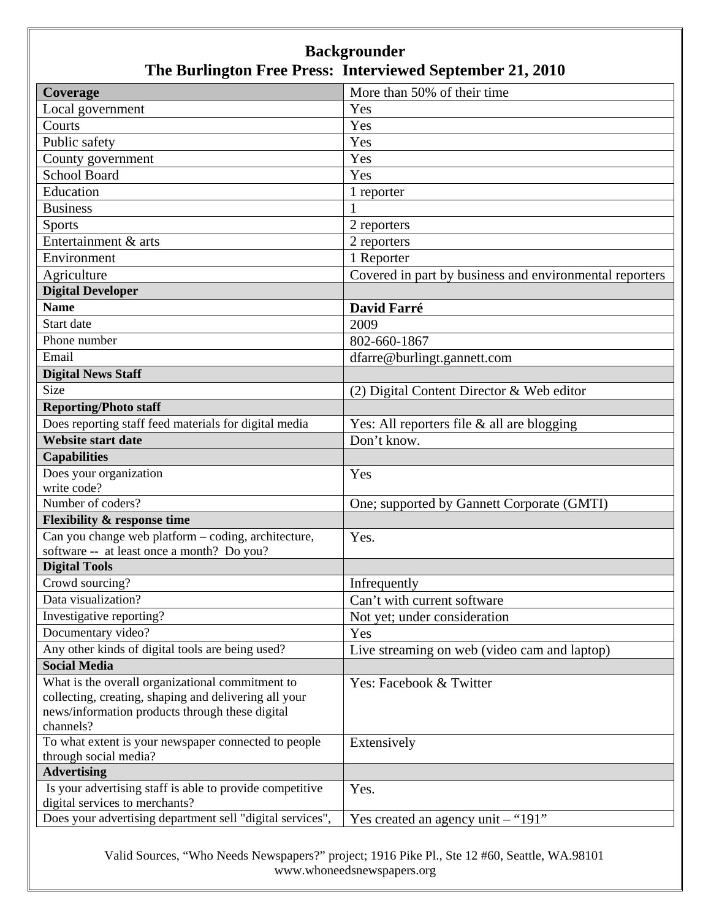# Backgrounder
## The Burlington Free Press: Interviewed September 21, 2010

| **Coverage** | More than 50% of their time |
|---|---|
| Local government | Yes |
| Courts | Yes |
| Public safety | Yes |
| County government | Yes |
| School Board | Yes |
| Education | 1 reporter |
| Business | 1 |
| Sports | 2 reporters |
| Entertainment & arts | 2 reporters |
| Environment | 1 Reporter |
| Agriculture | Covered in part by business and environmental reporters |
| **Digital Developer** | |
| **Name** | **David Farré** |
| Start date | 2009 |
| Phone number | 802-660-1867 |
| Email | dfarre@burlingt.gannett.com |
| **Digital News Staff** | |
| Size | (2) Digital Content Director & Web editor |
| **Reporting/Photo staff** | |
| Does reporting staff feed materials for digital media | Yes: All reporters file & all are blogging |
| **Website start date** | Don't know. |
| **Capabilities** | |
| Does your organization write code? | Yes |
| Number of coders? | One; supported by Gannett Corporate (GMTI) |
| **Flexibility & response time** | |
| Can you change web platform – coding, architecture, software -- at least once a month? Do you? | Yes. |
| **Digital Tools** | |
| Crowd sourcing? | Infrequently |
| Data visualization? | Can't with current software |
| Investigative reporting? | Not yet; under consideration |
| Documentary video? | Yes |
| Any other kinds of digital tools are being used? | Live streaming on web (video cam and laptop) |
| **Social Media** | |
| What is the overall organizational commitment to collecting, creating, shaping and delivering all your news/information products through these digital channels? | Yes: Facebook & Twitter |
| To what extent is your newspaper connected to people through social media? | Extensively |
| **Advertising** | |
| Is your advertising staff is able to provide competitive digital services to merchants? | Yes. |
| Does your advertising department sell "digital services", | Yes created an agency unit – "191" |

Valid Sources, "Who Needs Newspapers?" project; 1916 Pike Pl., Ste 12 #60, Seattle, WA.98101
www.whoneedsnewspapers.org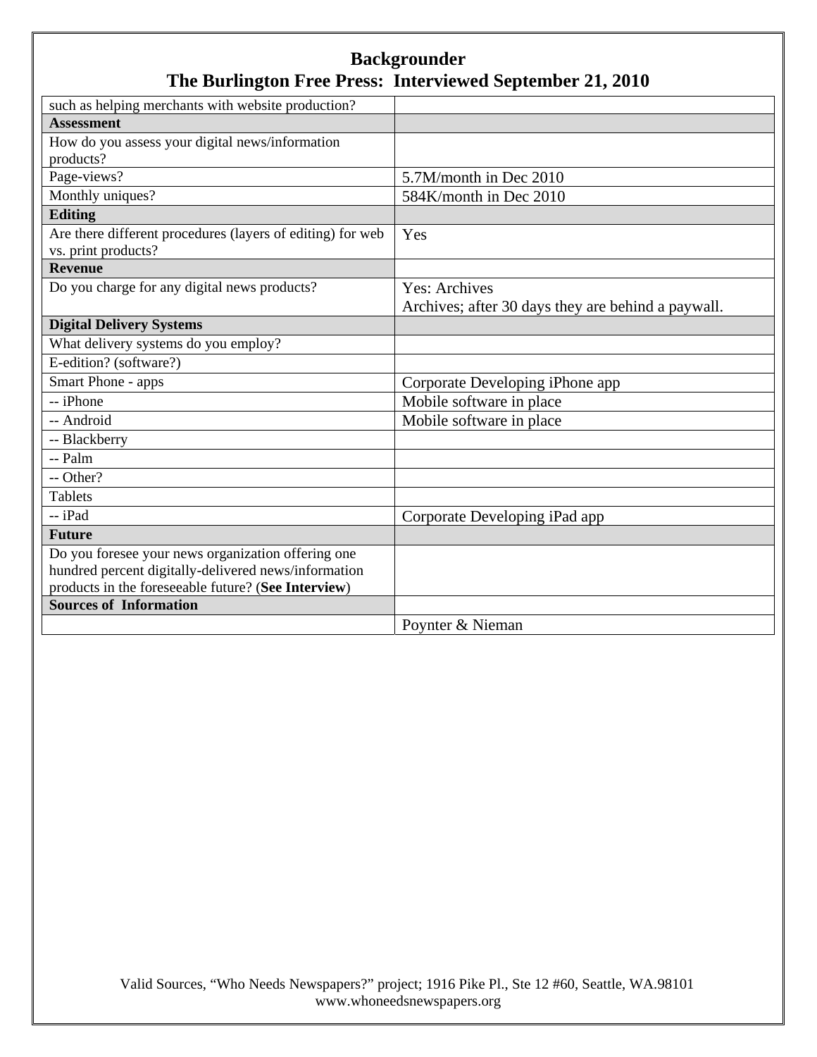## Backgrounder
## The Burlington Free Press: Interviewed September 21, 2010

| | |
|---|---|
| such as helping merchants with website production? | |
| **Assessment** | |
| How do you assess your digital news/information products? | |
| Page-views? | 5.7M/month in Dec 2010 |
| Monthly uniques? | 584K/month in Dec 2010 |
| **Editing** | |
| Are there different procedures (layers of editing) for web vs. print products? | Yes |
| **Revenue** | |
| Do you charge for any digital news products? | Yes: Archives<br>Archives; after 30 days they are behind a paywall. |
| **Digital Delivery Systems** | |
| What delivery systems do you employ? | |
| E-edition? (software?) | |
| Smart Phone - apps | Corporate Developing iPhone app |
| -- iPhone | Mobile software in place |
| -- Android | Mobile software in place |
| -- Blackberry | |
| -- Palm | |
| -- Other? | |
| Tablets | |
| -- iPad | Corporate Developing iPad app |
| **Future** | |
| Do you foresee your news organization offering one hundred percent digitally-delivered news/information products in the foreseeable future? (**See Interview**) | |
| **Sources of Information** | |
| | Poynter & Nieman |

Valid Sources, "Who Needs Newspapers?" project; 1916 Pike Pl., Ste 12 #60, Seattle, WA.98101
www.whoneedsnewspapers.org